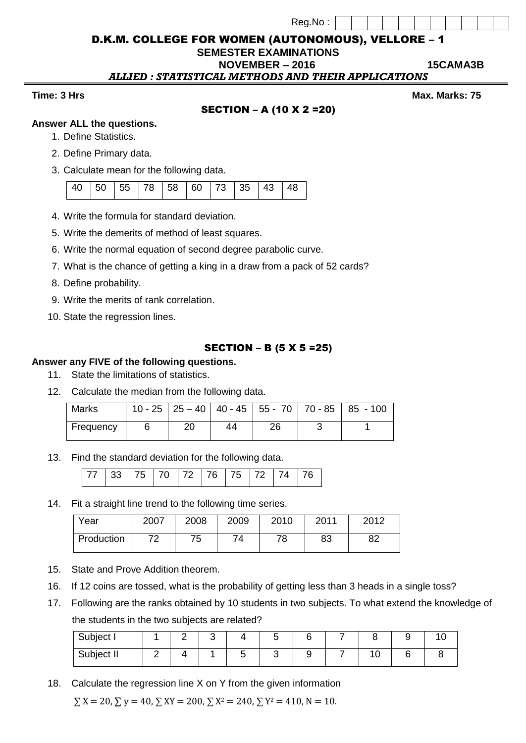Reg.No :

# D.K.M. COLLEGE FOR WOMEN (AUTONOMOUS), VELLORE – 1

**SEMESTER EXAMINATIONS**

**NOVEMBER – 2016** **15CAMA3B**

***ALLIED : STATISTICAL METHODS AND THEIR APPLICATIONS***

**Time: 3 Hrs** **Max. Marks: 75**

## SECTION – A (10 X 2 =20)

**Answer ALL the questions.**

1. Define Statistics.
2. Define Primary data.
3. Calculate mean for the following data.

| 40 | 50 | 55 | 78 | 58 | 60 | 73 | 35 | 43 | 48 |
|---|---|---|---|---|---|---|---|---|---|

4. Write the formula for standard deviation.
5. Write the demerits of method of least squares.
6. Write the normal equation of second degree parabolic curve.
7. What is the chance of getting a king in a draw from a pack of 52 cards?
8. Define probability.
9. Write the merits of rank correlation.
10. State the regression lines.

## SECTION – B (5 X 5 =25)

**Answer any FIVE of the following questions.**

11. State the limitations of statistics.
12. Calculate the median from the following data.

| Marks | 10 - 25 | 25 – 40 | 40 - 45 | 55 - 70 | 70 - 85 | 85 - 100 |
|---|---|---|---|---|---|---|
| Frequency | 6 | 20 | 44 | 26 | 3 | 1 |

13. Find the standard deviation for the following data.

| 77 | 33 | 75 | 70 | 72 | 76 | 75 | 72 | 74 | 76 |
|---|---|---|---|---|---|---|---|---|---|

14. Fit a straight line trend to the following time series.

| Year | 2007 | 2008 | 2009 | 2010 | 2011 | 2012 |
|---|---|---|---|---|---|---|
| Production | 72 | 75 | 74 | 78 | 83 | 82 |

15. State and Prove Addition theorem.
16. If 12 coins are tossed, what is the probability of getting less than 3 heads in a single toss?
17. Following are the ranks obtained by 10 students in two subjects. To what extend the knowledge of the students in the two subjects are related?

| Subject I | 1 | 2 | 3 | 4 | 5 | 6 | 7 | 8 | 9 | 10 |
|---|---|---|---|---|---|---|---|---|---|---|
| Subject II | 2 | 4 | 1 | 5 | 3 | 9 | 7 | 10 | 6 | 8 |

18. Calculate the regression line X on Y from the given information

$\sum X = 20, \sum y = 40, \sum XY = 200, \sum X^2 = 240, \sum Y^2 = 410, N = 10.$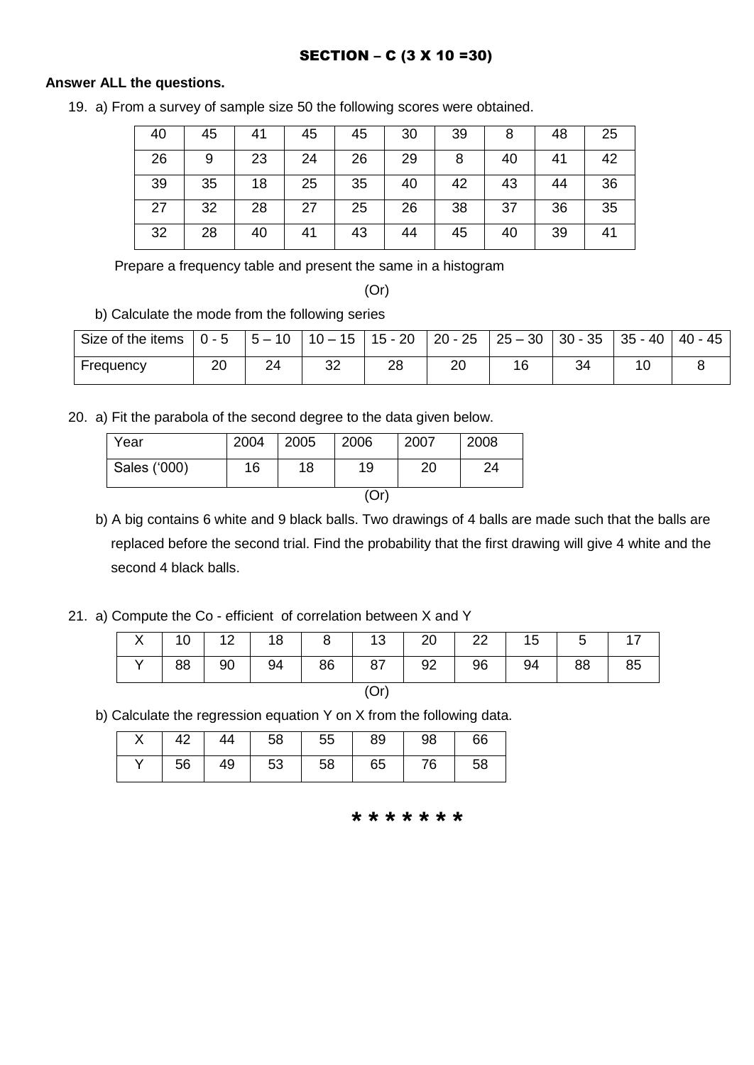## SECTION – C (3 X 10 =30)

**Answer ALL the questions.**

19. a) From a survey of sample size 50 the following scores were obtained.

| | | | | | | | | | |
|---|---|---|---|---|---|---|---|---|---|
| 40 | 45 | 41 | 45 | 45 | 30 | 39 | 8 | 48 | 25 |
| 26 | 9 | 23 | 24 | 26 | 29 | 8 | 40 | 41 | 42 |
| 39 | 35 | 18 | 25 | 35 | 40 | 42 | 43 | 44 | 36 |
| 27 | 32 | 28 | 27 | 25 | 26 | 38 | 37 | 36 | 35 |
| 32 | 28 | 40 | 41 | 43 | 44 | 45 | 40 | 39 | 41 |

Prepare a frequency table and present the same in a histogram

(Or)

b) Calculate the mode from the following series

| Size of the items | 0 - 5 | 5 – 10 | 10 – 15 | 15 - 20 | 20 - 25 | 25 – 30 | 30 - 35 | 35 - 40 | 40 - 45 |
|---|---|---|---|---|---|---|---|---|---|
| Frequency | 20 | 24 | 32 | 28 | 20 | 16 | 34 | 10 | 8 |

20. a) Fit the parabola of the second degree to the data given below.

| Year | 2004 | 2005 | 2006 | 2007 | 2008 |
|---|---|---|---|---|---|
| Sales ('000) | 16 | 18 | 19 | 20 | 24 |

(Or)

b) A big contains 6 white and 9 black balls. Two drawings of 4 balls are made such that the balls are replaced before the second trial. Find the probability that the first drawing will give 4 white and the second 4 black balls.

21. a) Compute the Co - efficient of correlation between X and Y

| X | 10 | 12 | 18 | 8 | 13 | 20 | 22 | 15 | 5 | 17 |
|---|---|---|---|---|---|---|---|---|---|---|
| Y | 88 | 90 | 94 | 86 | 87 | 92 | 96 | 94 | 88 | 85 |

(Or)

b) Calculate the regression equation Y on X from the following data.

| X | 42 | 44 | 58 | 55 | 89 | 98 | 66 |
|---|---|---|---|---|---|---|---|
| Y | 56 | 49 | 53 | 58 | 65 | 76 | 58 |

* * * * * * *